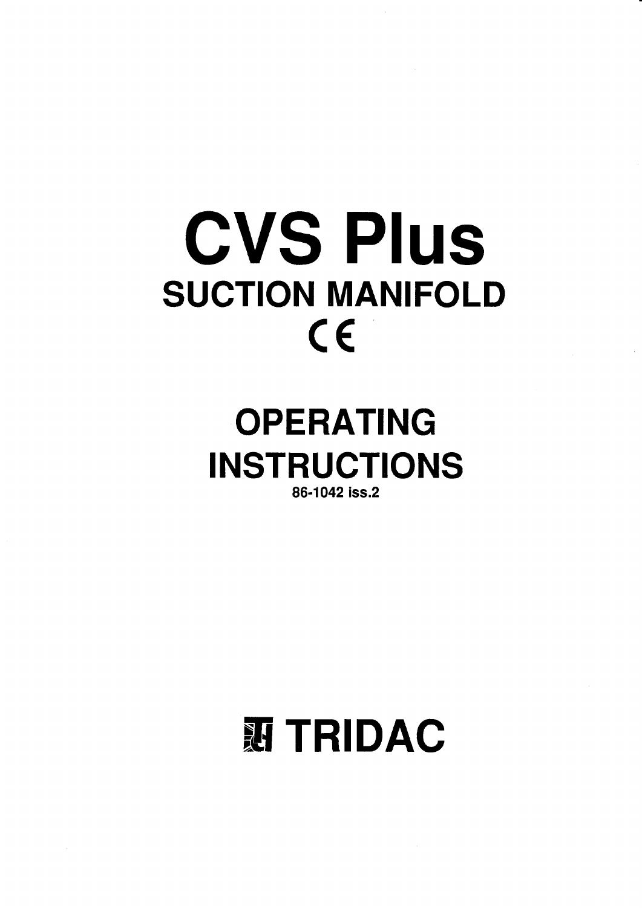# CVS Plus

## SUCTION MANIFOLD

CE

## OPERATING INSTRUCTIONS

86-1042 iss.2

TRIDAC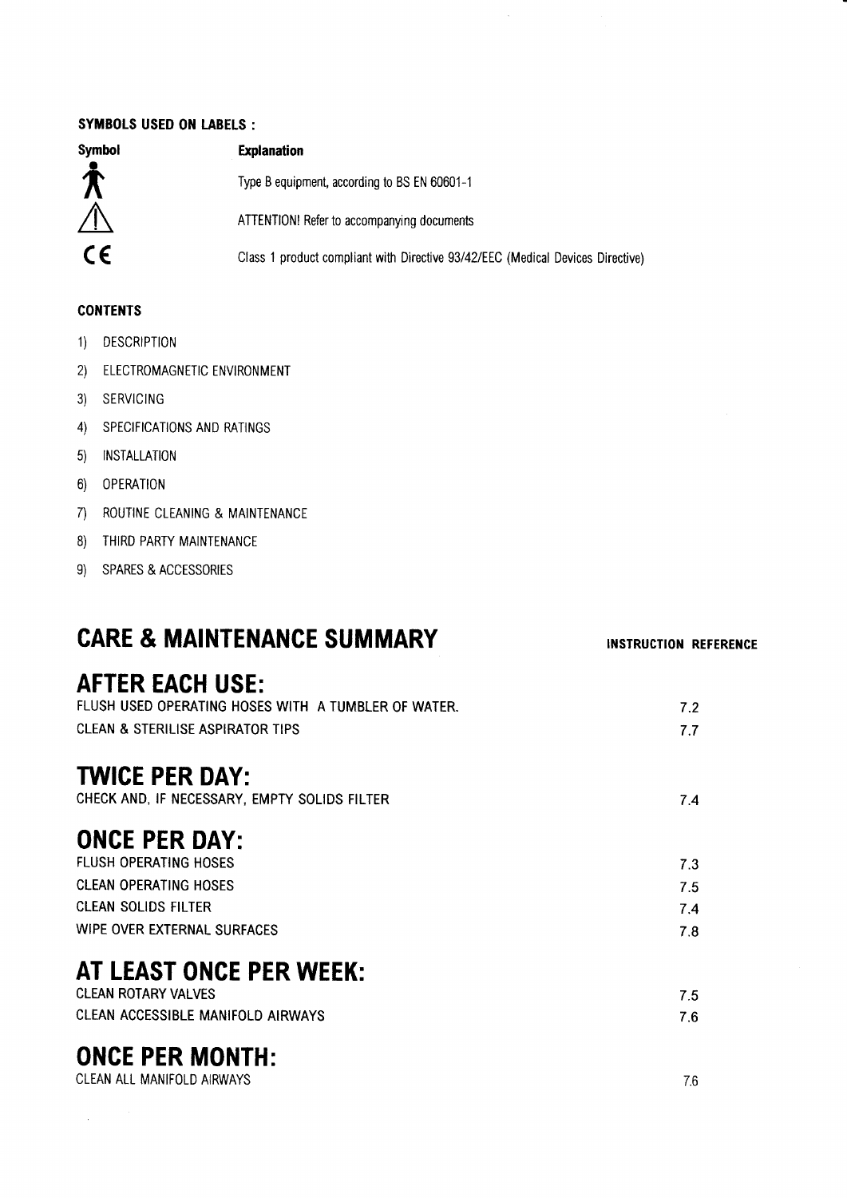**SYMBOLS USED ON LABELS :**

| Symbol | Explanation |
|---|---|
| 🯅 | Type B equipment, according to BS EN 60601-1 |
| ⚠ | ATTENTION! Refer to accompanying documents |
| CE | Class 1 product compliant with Directive 93/42/EEC (Medical Devices Directive) |

**CONTENTS**

1) DESCRIPTION
2) ELECTROMAGNETIC ENVIRONMENT
3) SERVICING
4) SPECIFICATIONS AND RATINGS
5) INSTALLATION
6) OPERATION
7) ROUTINE CLEANING & MAINTENANCE
8) THIRD PARTY MAINTENANCE
9) SPARES & ACCESSORIES

# CARE & MAINTENANCE SUMMARY

**INSTRUCTION REFERENCE**

## AFTER EACH USE:

| | |
|---|---|
| FLUSH USED OPERATING HOSES WITH A TUMBLER OF WATER. | 7.2 |
| CLEAN & STERILISE ASPIRATOR TIPS | 7.7 |

## TWICE PER DAY:

| | |
|---|---|
| CHECK AND, IF NECESSARY, EMPTY SOLIDS FILTER | 7.4 |

## ONCE PER DAY:

| | |
|---|---|
| FLUSH OPERATING HOSES | 7.3 |
| CLEAN OPERATING HOSES | 7.5 |
| CLEAN SOLIDS FILTER | 7.4 |
| WIPE OVER EXTERNAL SURFACES | 7.8 |

## AT LEAST ONCE PER WEEK:

| | |
|---|---|
| CLEAN ROTARY VALVES | 7.5 |
| CLEAN ACCESSIBLE MANIFOLD AIRWAYS | 7.6 |

## ONCE PER MONTH:

| | |
|---|---|
| CLEAN ALL MANIFOLD AIRWAYS | 7.6 |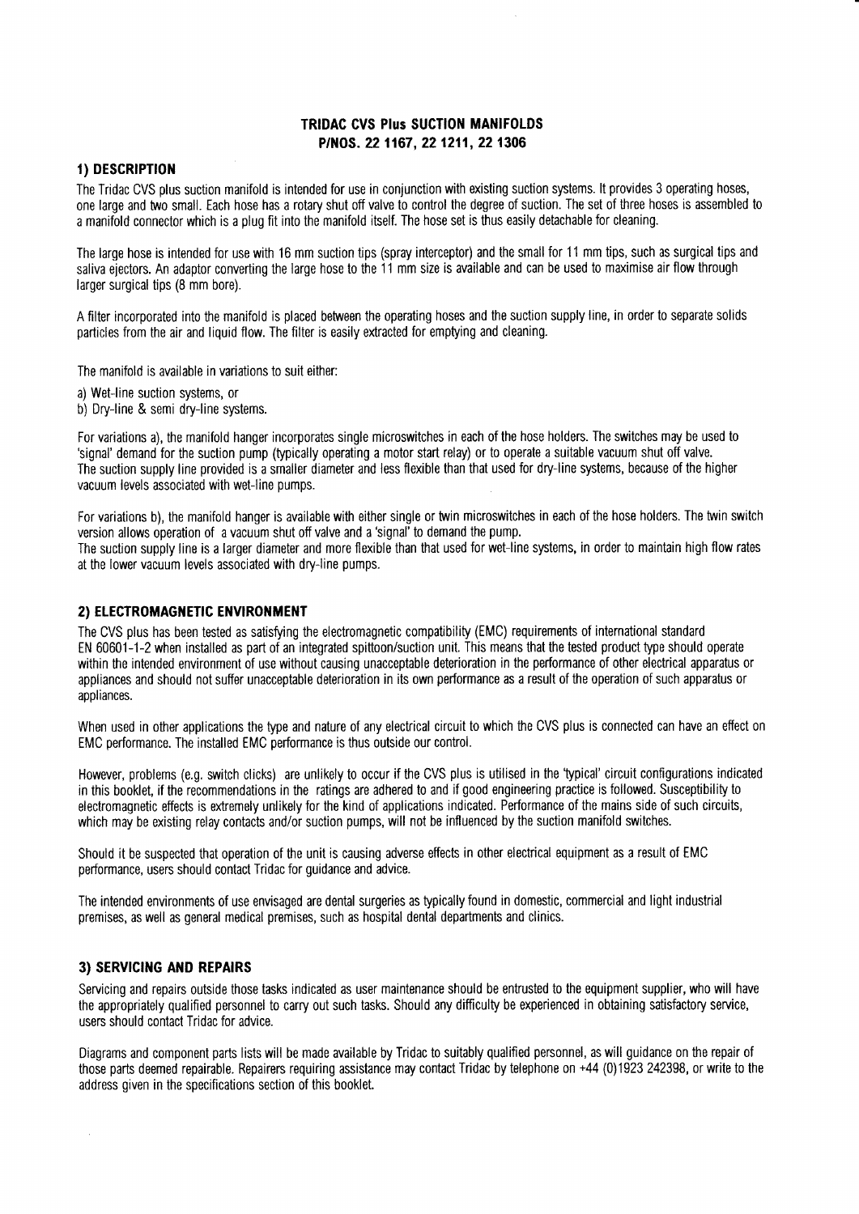# TRIDAC CVS Plus SUCTION MANIFOLDS
# P/NOS. 22 1167, 22 1211, 22 1306

## 1) DESCRIPTION

The Tridac CVS plus suction manifold is intended for use in conjunction with existing suction systems. It provides 3 operating hoses, one large and two small. Each hose has a rotary shut off valve to control the degree of suction. The set of three hoses is assembled to a manifold connector which is a plug fit into the manifold itself. The hose set is thus easily detachable for cleaning.

The large hose is intended for use with 16 mm suction tips (spray interceptor) and the small for 11 mm tips, such as surgical tips and saliva ejectors. An adaptor converting the large hose to the 11 mm size is available and can be used to maximise air flow through larger surgical tips (8 mm bore).

A filter incorporated into the manifold is placed between the operating hoses and the suction supply line, in order to separate solids particles from the air and liquid flow. The filter is easily extracted for emptying and cleaning.

The manifold is available in variations to suit either:

a) Wet-line suction systems, or
b) Dry-line & semi dry-line systems.

For variations a), the manifold hanger incorporates single microswitches in each of the hose holders. The switches may be used to 'signal' demand for the suction pump (typically operating a motor start relay) or to operate a suitable vacuum shut off valve. The suction supply line provided is a smaller diameter and less flexible than that used for dry-line systems, because of the higher vacuum levels associated with wet-line pumps.

For variations b), the manifold hanger is available with either single or twin microswitches in each of the hose holders. The twin switch version allows operation of a vacuum shut off valve and a 'signal' to demand the pump.
The suction supply line is a larger diameter and more flexible than that used for wet-line systems, in order to maintain high flow rates at the lower vacuum levels associated with dry-line pumps.

## 2) ELECTROMAGNETIC ENVIRONMENT

The CVS plus has been tested as satisfying the electromagnetic compatibility (EMC) requirements of international standard EN 60601-1-2 when installed as part of an integrated spittoon/suction unit. This means that the tested product type should operate within the intended environment of use without causing unacceptable deterioration in the performance of other electrical apparatus or appliances and should not suffer unacceptable deterioration in its own performance as a result of the operation of such apparatus or appliances.

When used in other applications the type and nature of any electrical circuit to which the CVS plus is connected can have an effect on EMC performance. The installed EMC performance is thus outside our control.

However, problems (e.g. switch clicks) are unlikely to occur if the CVS plus is utilised in the 'typical' circuit configurations indicated in this booklet, if the recommendations in the ratings are adhered to and if good engineering practice is followed. Susceptibility to electromagnetic effects is extremely unlikely for the kind of applications indicated. Performance of the mains side of such circuits, which may be existing relay contacts and/or suction pumps, will not be influenced by the suction manifold switches.

Should it be suspected that operation of the unit is causing adverse effects in other electrical equipment as a result of EMC performance, users should contact Tridac for guidance and advice.

The intended environments of use envisaged are dental surgeries as typically found in domestic, commercial and light industrial premises, as well as general medical premises, such as hospital dental departments and clinics.

## 3) SERVICING AND REPAIRS

Servicing and repairs outside those tasks indicated as user maintenance should be entrusted to the equipment supplier, who will have the appropriately qualified personnel to carry out such tasks. Should any difficulty be experienced in obtaining satisfactory service, users should contact Tridac for advice.

Diagrams and component parts lists will be made available by Tridac to suitably qualified personnel, as will guidance on the repair of those parts deemed repairable. Repairers requiring assistance may contact Tridac by telephone on +44 (0)1923 242398, or write to the address given in the specifications section of this booklet.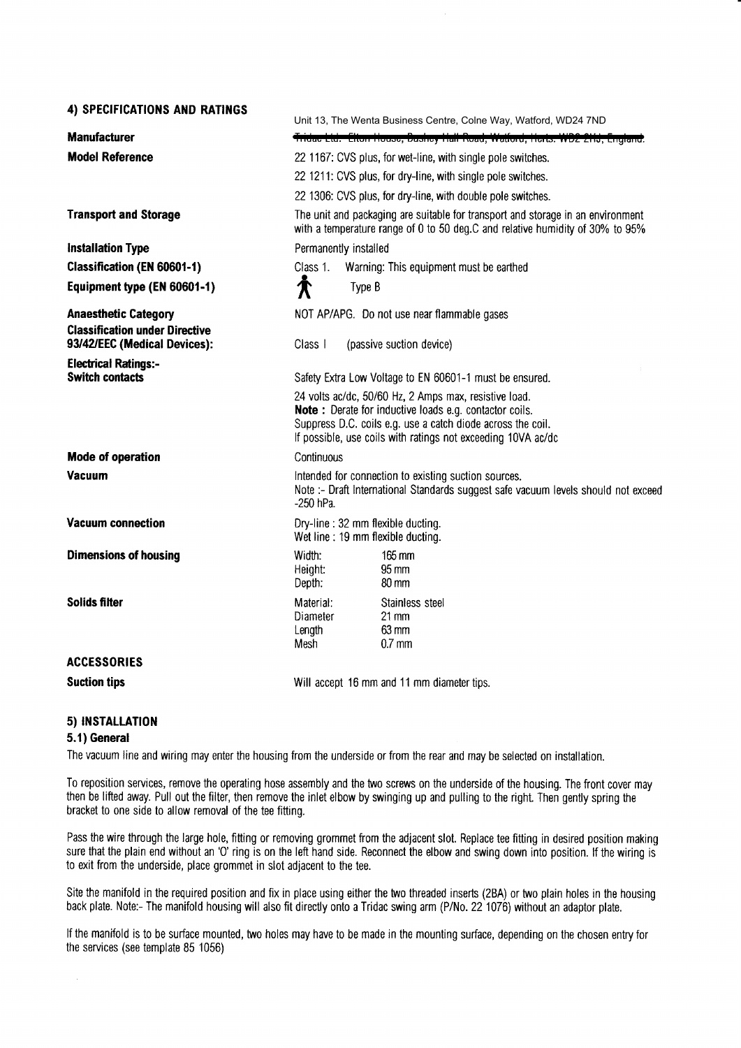## 4) SPECIFICATIONS AND RATINGS

| | |
|---|---|
| **Manufacturer** | Unit 13, The Wenta Business Centre, Colne Way, Watford, WD24 7ND<br>~~Tridac Ltd. Elton House, Bushey Hall Road, Watford, Herts. WD2 2HJ, England.~~ |
| **Model Reference** | 22 1167: CVS plus, for wet-line, with single pole switches.<br>22 1211: CVS plus, for dry-line, with single pole switches.<br>22 1306: CVS plus, for dry-line, with double pole switches. |
| **Transport and Storage** | The unit and packaging are suitable for transport and storage in an environment with a temperature range of 0 to 50 deg.C and relative humidity of 30% to 95% |
| **Installation Type** | Permanently installed |
| **Classification (EN 60601-1)** | Class 1. Warning: This equipment must be earthed |
| **Equipment type (EN 60601-1)** | Type B |
| **Anaesthetic Category** | NOT AP/APG. Do not use near flammable gases |
| **Classification under Directive 93/42/EEC (Medical Devices):** | Class I (passive suction device) |
| **Electrical Ratings:- Switch contacts** | Safety Extra Low Voltage to EN 60601-1 must be ensured.<br>24 volts ac/dc, 50/60 Hz, 2 Amps max, resistive load.<br>**Note :** Derate for inductive loads e.g. contactor coils.<br>Suppress D.C. coils e.g. use a catch diode across the coil.<br>If possible, use coils with ratings not exceeding 10VA ac/dc |
| **Mode of operation** | Continuous |
| **Vacuum** | Intended for connection to existing suction sources.<br>Note :- Draft International Standards suggest safe vacuum levels should not exceed -250 hPa. |
| **Vacuum connection** | Dry-line : 32 mm flexible ducting.<br>Wet line : 19 mm flexible ducting. |
| **Dimensions of housing** | Width: 165 mm<br>Height: 95 mm<br>Depth: 80 mm |
| **Solids filter** | Material: Stainless steel<br>Diameter 21 mm<br>Length 63 mm<br>Mesh 0.7 mm |

### ACCESSORIES

| | |
|---|---|
| **Suction tips** | Will accept 16 mm and 11 mm diameter tips. |

## 5) INSTALLATION

### 5.1) General

The vacuum line and wiring may enter the housing from the underside or from the rear and may be selected on installation.

To reposition services, remove the operating hose assembly and the two screws on the underside of the housing. The front cover may then be lifted away. Pull out the filter, then remove the inlet elbow by swinging up and pulling to the right. Then gently spring the bracket to one side to allow removal of the tee fitting.

Pass the wire through the large hole, fitting or removing grommet from the adjacent slot. Replace tee fitting in desired position making sure that the plain end without an 'O' ring is on the left hand side. Reconnect the elbow and swing down into position. If the wiring is to exit from the underside, place grommet in slot adjacent to the tee.

Site the manifold in the required position and fix in place using either the two threaded inserts (2BA) or two plain holes in the housing back plate. Note:- The manifold housing will also fit directly onto a Tridac swing arm (P/No. 22 1076) without an adaptor plate.

If the manifold is to be surface mounted, two holes may have to be made in the mounting surface, depending on the chosen entry for the services (see template 85 1056)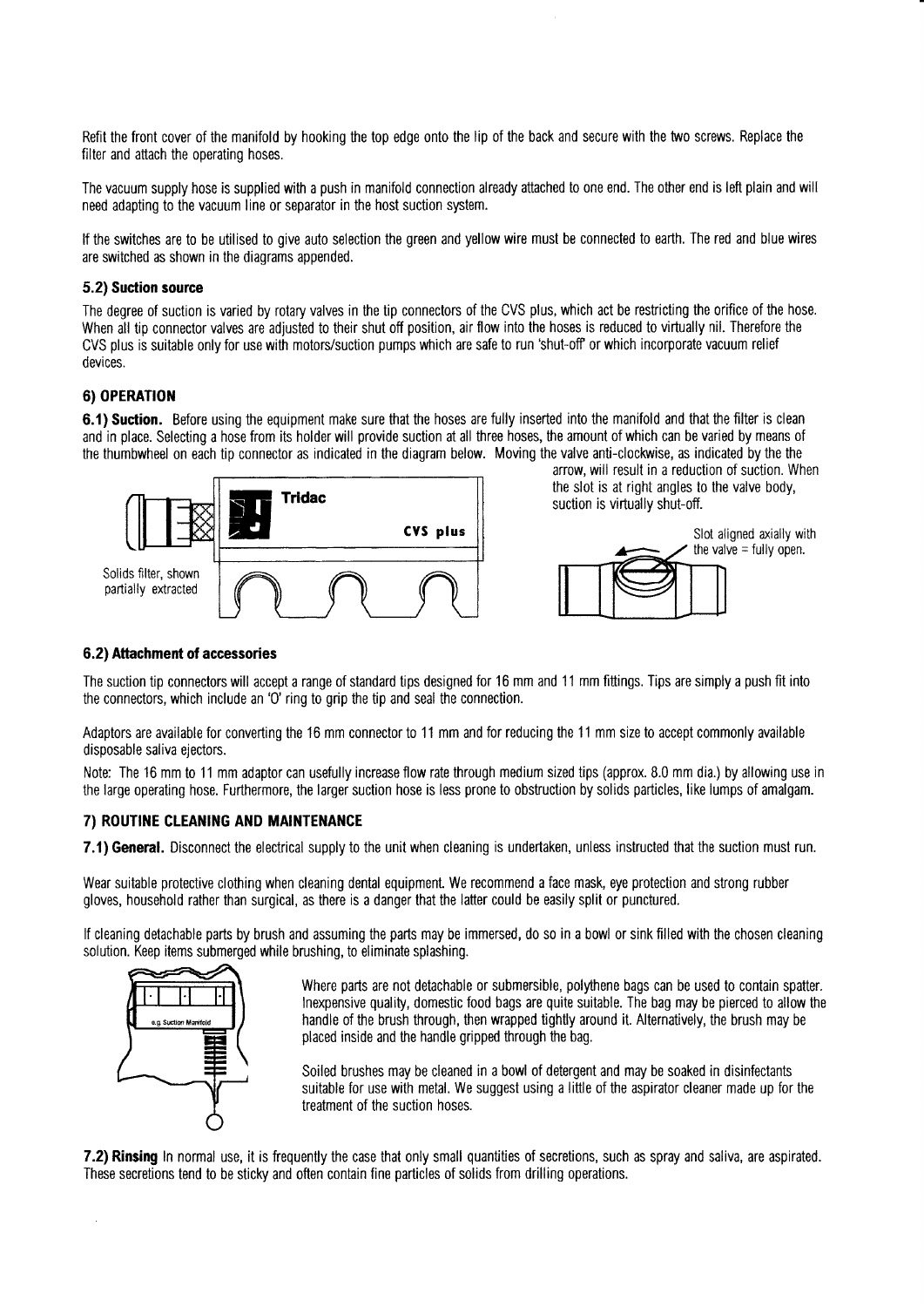Refit the front cover of the manifold by hooking the top edge onto the lip of the back and secure with the two screws. Replace the filter and attach the operating hoses.

The vacuum supply hose is supplied with a push in manifold connection already attached to one end. The other end is left plain and will need adapting to the vacuum line or separator in the host suction system.

If the switches are to be utilised to give auto selection the green and yellow wire must be connected to earth. The red and blue wires are switched as shown in the diagrams appended.

### 5.2) Suction source

The degree of suction is varied by rotary valves in the tip connectors of the CVS plus, which act be restricting the orifice of the hose. When all tip connector valves are adjusted to their shut off position, air flow into the hoses is reduced to virtually nil. Therefore the CVS plus is suitable only for use with motors/suction pumps which are safe to run 'shut-off' or which incorporate vacuum relief devices.

## 6) OPERATION

**6.1) Suction.** Before using the equipment make sure that the hoses are fully inserted into the manifold and that the filter is clean and in place. Selecting a hose from its holder will provide suction at all three hoses, the amount of which can be varied by means of the thumbwheel on each tip connector as indicated in the diagram below. Moving the valve anti-clockwise, as indicated by the the arrow, will result in a reduction of suction. When the slot is at right angles to the valve body, suction is virtually shut-off.

Tridac CVS plus

Solids filter, shown partially extracted

Slot aligned axially with the valve = fully open.

### 6.2) Attachment of accessories

The suction tip connectors will accept a range of standard tips designed for 16 mm and 11 mm fittings. Tips are simply a push fit into the connectors, which include an 'O' ring to grip the tip and seal the connection.

Adaptors are available for converting the 16 mm connector to 11 mm and for reducing the 11 mm size to accept commonly available disposable saliva ejectors.

Note: The 16 mm to 11 mm adaptor can usefully increase flow rate through medium sized tips (approx. 8.0 mm dia.) by allowing use in the large operating hose. Furthermore, the larger suction hose is less prone to obstruction by solids particles, like lumps of amalgam.

## 7) ROUTINE CLEANING AND MAINTENANCE

**7.1) General.** Disconnect the electrical supply to the unit when cleaning is undertaken, unless instructed that the suction must run.

Wear suitable protective clothing when cleaning dental equipment. We recommend a face mask, eye protection and strong rubber gloves, household rather than surgical, as there is a danger that the latter could be easily split or punctured.

If cleaning detachable parts by brush and assuming the parts may be immersed, do so in a bowl or sink filled with the chosen cleaning solution. Keep items submerged while brushing, to eliminate splashing.

e.g Suction Manifold

Where parts are not detachable or submersible, polythene bags can be used to contain spatter. Inexpensive quality, domestic food bags are quite suitable. The bag may be pierced to allow the handle of the brush through, then wrapped tightly around it. Alternatively, the brush may be placed inside and the handle gripped through the bag.

Soiled brushes may be cleaned in a bowl of detergent and may be soaked in disinfectants suitable for use with metal. We suggest using a little of the aspirator cleaner made up for the treatment of the suction hoses.

**7.2) Rinsing** In normal use, it is frequently the case that only small quantities of secretions, such as spray and saliva, are aspirated. These secretions tend to be sticky and often contain fine particles of solids from drilling operations.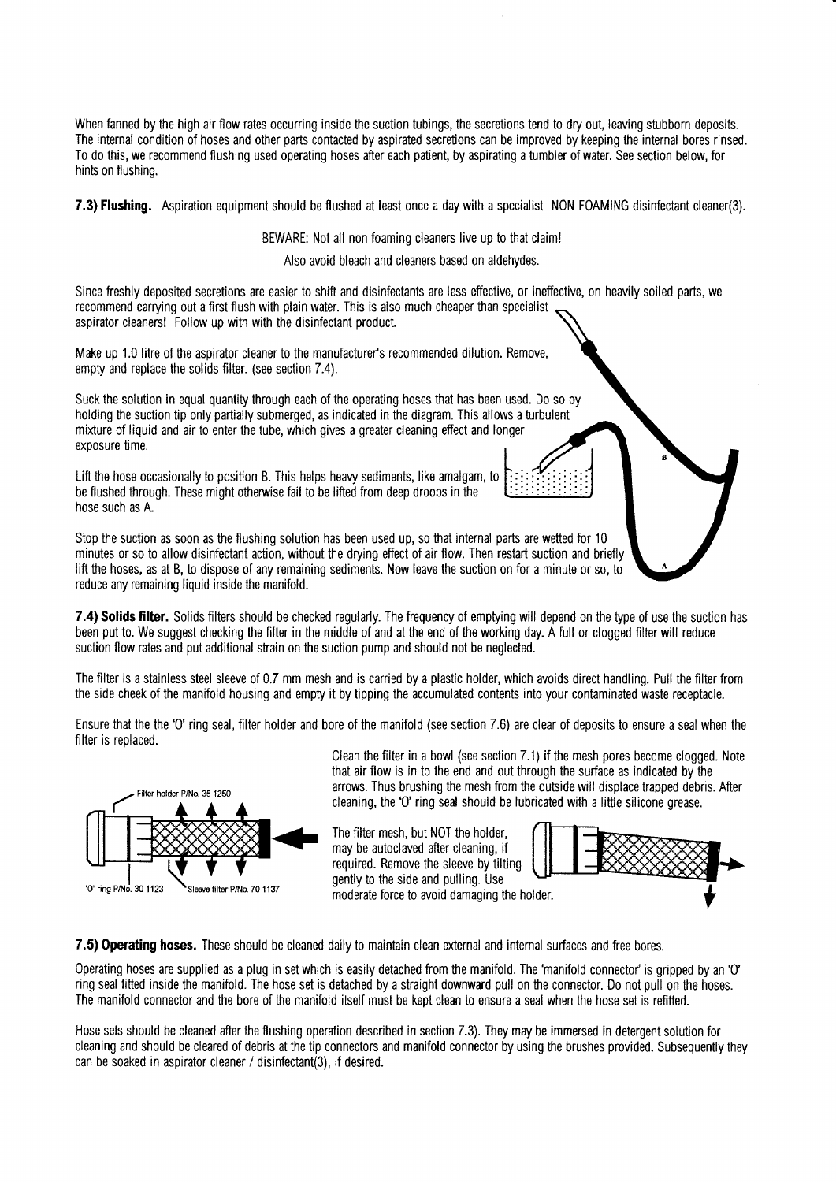When fanned by the high air flow rates occurring inside the suction tubings, the secretions tend to dry out, leaving stubborn deposits. The internal condition of hoses and other parts contacted by aspirated secretions can be improved by keeping the internal bores rinsed. To do this, we recommend flushing used operating hoses after each patient, by aspirating a tumbler of water. See section below, for hints on flushing.

**7.3) Flushing.** Aspiration equipment should be flushed at least once a day with a specialist NON FOAMING disinfectant cleaner(3).

BEWARE: Not all non foaming cleaners live up to that claim!

Also avoid bleach and cleaners based on aldehydes.

Since freshly deposited secretions are easier to shift and disinfectants are less effective, or ineffective, on heavily soiled parts, we recommend carrying out a first flush with plain water. This is also much cheaper than specialist aspirator cleaners! Follow up with with the disinfectant product.

Make up 1.0 litre of the aspirator cleaner to the manufacturer's recommended dilution. Remove, empty and replace the solids filter. (see section 7.4).

Suck the solution in equal quantity through each of the operating hoses that has been used. Do so by holding the suction tip only partially submerged, as indicated in the diagram. This allows a turbulent mixture of liquid and air to enter the tube, which gives a greater cleaning effect and longer exposure time.

Lift the hose occasionally to position B. This helps heavy sediments, like amalgam, to be flushed through. These might otherwise fail to be lifted from deep droops in the hose such as A.

Stop the suction as soon as the flushing solution has been used up, so that internal parts are wetted for 10 minutes or so to allow disinfectant action, without the drying effect of air flow. Then restart suction and briefly lift the hoses, as at B, to dispose of any remaining sediments. Now leave the suction on for a minute or so, to reduce any remaining liquid inside the manifold.

**7.4) Solids filter.** Solids filters should be checked regularly. The frequency of emptying will depend on the type of use the suction has been put to. We suggest checking the filter in the middle of and at the end of the working day. A full or clogged filter will reduce suction flow rates and put additional strain on the suction pump and should not be neglected.

The filter is a stainless steel sleeve of 0.7 mm mesh and is carried by a plastic holder, which avoids direct handling. Pull the filter from the side cheek of the manifold housing and empty it by tipping the accumulated contents into your contaminated waste receptacle.

Ensure that the the 'O' ring seal, filter holder and bore of the manifold (see section 7.6) are clear of deposits to ensure a seal when the filter is replaced.

Filter holder P/No. 35 1250

'O' ring P/No. 30 1123

Sleeve filter P/No. 70 1137

Clean the filter in a bowl (see section 7.1) if the mesh pores become clogged. Note that air flow is in to the end and out through the surface as indicated by the arrows. Thus brushing the mesh from the outside will displace trapped debris. After cleaning, the 'O' ring seal should be lubricated with a little silicone grease.

The filter mesh, but NOT the holder, may be autoclaved after cleaning, if required. Remove the sleeve by tilting gently to the side and pulling. Use moderate force to avoid damaging the holder.

**7.5) Operating hoses.** These should be cleaned daily to maintain clean external and internal surfaces and free bores.

Operating hoses are supplied as a plug in set which is easily detached from the manifold. The 'manifold connector' is gripped by an 'O' ring seal fitted inside the manifold. The hose set is detached by a straight downward pull on the connector. Do not pull on the hoses. The manifold connector and the bore of the manifold itself must be kept clean to ensure a seal when the hose set is refitted.

Hose sets should be cleaned after the flushing operation described in section 7.3). They may be immersed in detergent solution for cleaning and should be cleared of debris at the tip connectors and manifold connector by using the brushes provided. Subsequently they can be soaked in aspirator cleaner / disinfectant(3), if desired.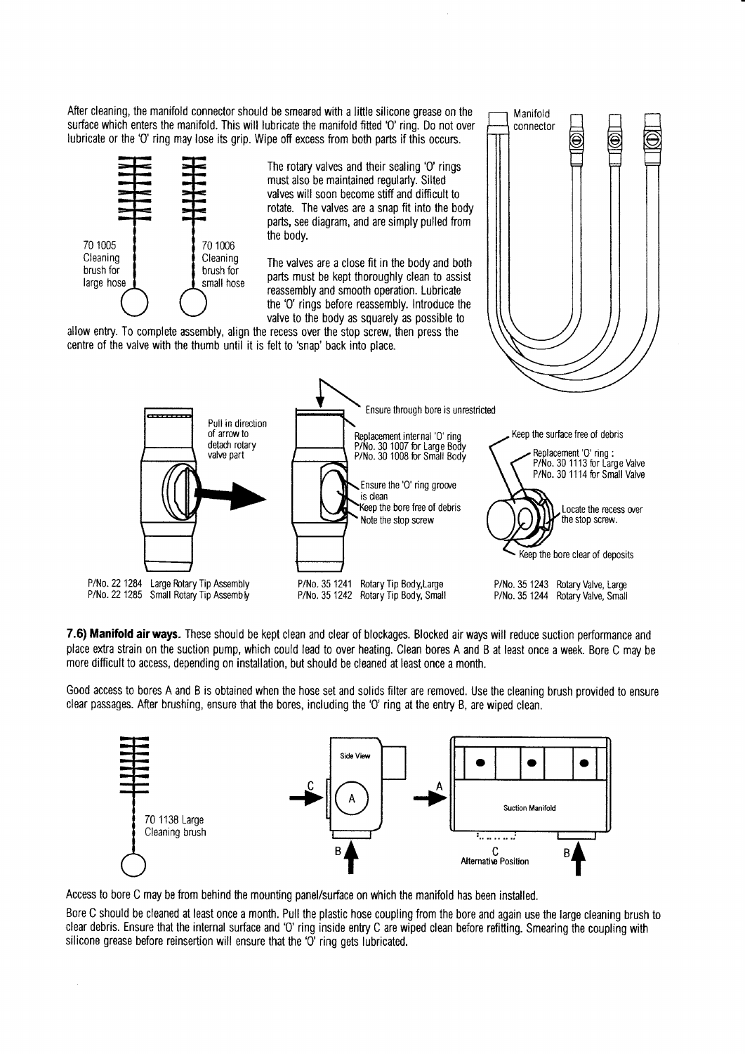After cleaning, the manifold connector should be smeared with a little silicone grease on the surface which enters the manifold. This will lubricate the manifold fitted 'O' ring. Do not over lubricate or the 'O' ring may lose its grip. Wipe off excess from both parts if this occurs.

70 1005 Cleaning brush for large hose

70 1006 Cleaning brush for small hose

Manifold connector

The rotary valves and their sealing 'O' rings must also be maintained regularly. Silted valves will soon become stiff and difficult to rotate. The valves are a snap fit into the body parts, see diagram, and are simply pulled from the body.

The valves are a close fit in the body and both parts must be kept thoroughly clean to assist reassembly and smooth operation. Lubricate the 'O' rings before reassembly. Introduce the valve to the body as squarely as possible to allow entry. To complete assembly, align the recess over the stop screw, then press the centre of the valve with the thumb until it is felt to 'snap' back into place.

Pull in direction of arrow to detach rotary valve part

P/No. 22 1284 Large Rotary Tip Assembly
P/No. 22 1285 Small Rotary Tip Assembly

Ensure through bore is unrestricted

Replacement internal 'O' ring P/No. 30 1007 for Large Body P/No. 30 1008 for Small Body

Ensure the 'O' ring groove is clean

Keep the bore free of debris

Note the stop screw

P/No. 35 1241 Rotary Tip Body, Large
P/No. 35 1242 Rotary Tip Body, Small

Keep the surface free of debris

Replacement 'O' ring : P/No. 30 1113 for Large Valve P/No. 30 1114 for Small Valve

Locate the recess over the stop screw.

Keep the bore clear of deposits

P/No. 35 1243 Rotary Valve, Large
P/No. 35 1244 Rotary Valve, Small

**7.6) Manifold air ways.** These should be kept clean and clear of blockages. Blocked air ways will reduce suction performance and place extra strain on the suction pump, which could lead to over heating. Clean bores A and B at least once a week. Bore C may be more difficult to access, depending on installation, but should be cleaned at least once a month.

Good access to bores A and B is obtained when the hose set and solids filter are removed. Use the cleaning brush provided to ensure clear passages. After brushing, ensure that the bores, including the 'O' ring at the entry B, are wiped clean.

70 1138 Large Cleaning brush

Side View

Suction Manifold

C Alternative Position

Access to bore C may be from behind the mounting panel/surface on which the manifold has been installed.

Bore C should be cleaned at least once a month. Pull the plastic hose coupling from the bore and again use the large cleaning brush to clear debris. Ensure that the internal surface and 'O' ring inside entry C are wiped clean before refitting. Smearing the coupling with silicone grease before reinsertion will ensure that the 'O' ring gets lubricated.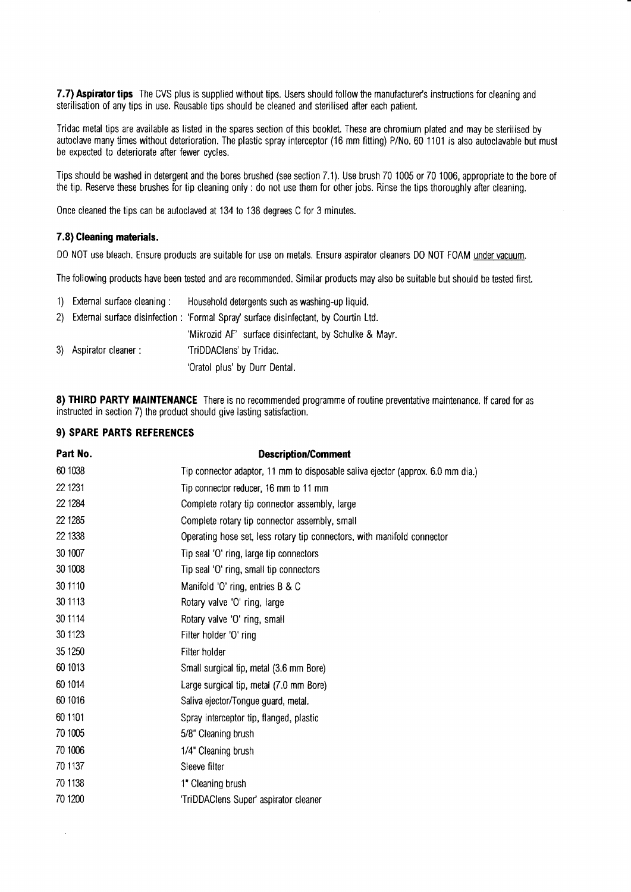**7.7) Aspirator tips** The CVS plus is supplied without tips. Users should follow the manufacturer's instructions for cleaning and sterilisation of any tips in use. Reusable tips should be cleaned and sterilised after each patient.

Tridac metal tips are available as listed in the spares section of this booklet. These are chromium plated and may be sterilised by autoclave many times without deterioration. The plastic spray interceptor (16 mm fitting) P/No. 60 1101 is also autoclavable but must be expected to deteriorate after fewer cycles.

Tips should be washed in detergent and the bores brushed (see section 7.1). Use brush 70 1005 or 70 1006, appropriate to the bore of the tip. Reserve these brushes for tip cleaning only : do not use them for other jobs. Rinse the tips thoroughly after cleaning.

Once cleaned the tips can be autoclaved at 134 to 138 degrees C for 3 minutes.

### 7.8) Cleaning materials.

DO NOT use bleach. Ensure products are suitable for use on metals. Ensure aspirator cleaners DO NOT FOAM under vacuum.

The following products have been tested and are recommended. Similar products may also be suitable but should be tested first.

1) External surface cleaning : Household detergents such as washing-up liquid.
2) External surface disinfection : 'Formal Spray' surface disinfectant, by Courtin Ltd.
   'Mikrozid AF' surface disinfectant, by Schulke & Mayr.
3) Aspirator cleaner : 'TriDDAClens' by Tridac.
   'Oratol plus' by Durr Dental.

**8) THIRD PARTY MAINTENANCE** There is no recommended programme of routine preventative maintenance. If cared for as instructed in section 7) the product should give lasting satisfaction.

### 9) SPARE PARTS REFERENCES

| Part No. | Description/Comment |
|---|---|
| 60 1038 | Tip connector adaptor, 11 mm to disposable saliva ejector (approx. 6.0 mm dia.) |
| 22 1231 | Tip connector reducer, 16 mm to 11 mm |
| 22 1284 | Complete rotary tip connector assembly, large |
| 22 1285 | Complete rotary tip connector assembly, small |
| 22 1338 | Operating hose set, less rotary tip connectors, with manifold connector |
| 30 1007 | Tip seal 'O' ring, large tip connectors |
| 30 1008 | Tip seal 'O' ring, small tip connectors |
| 30 1110 | Manifold 'O' ring, entries B & C |
| 30 1113 | Rotary valve 'O' ring, large |
| 30 1114 | Rotary valve 'O' ring, small |
| 30 1123 | Filter holder 'O' ring |
| 35 1250 | Filter holder |
| 60 1013 | Small surgical tip, metal (3.6 mm Bore) |
| 60 1014 | Large surgical tip, metal (7.0 mm Bore) |
| 60 1016 | Saliva ejector/Tongue guard, metal. |
| 60 1101 | Spray interceptor tip, flanged, plastic |
| 70 1005 | 5/8" Cleaning brush |
| 70 1006 | 1/4" Cleaning brush |
| 70 1137 | Sleeve filter |
| 70 1138 | 1" Cleaning brush |
| 70 1200 | 'TriDDAClens Super' aspirator cleaner |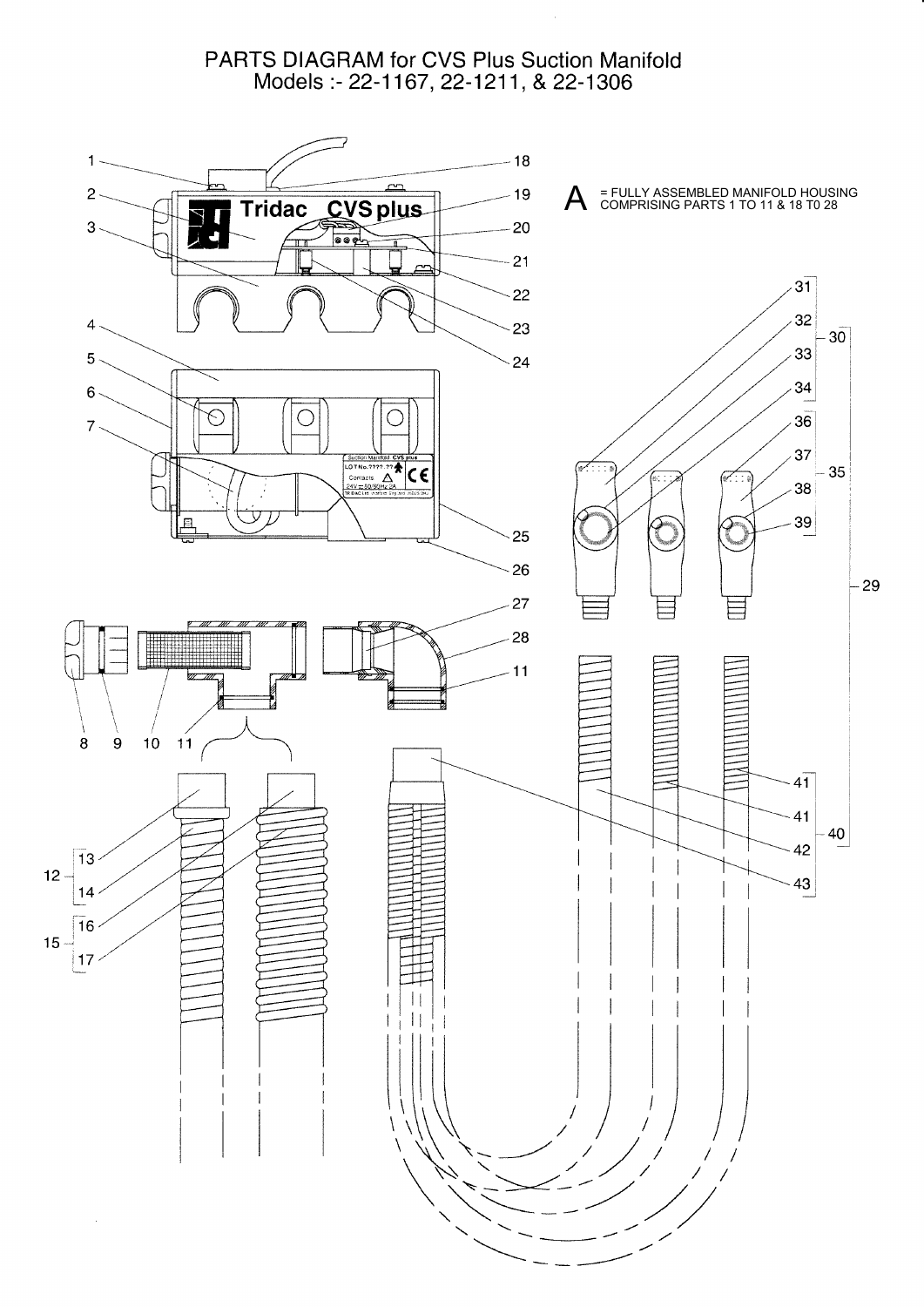# PARTS DIAGRAM for CVS Plus Suction Manifold
## Models :- 22-1167, 22-1211, & 22-1306

A = FULLY ASSEMBLED MANIFOLD HOUSING COMPRISING PARTS 1 TO 11 & 18 T0 28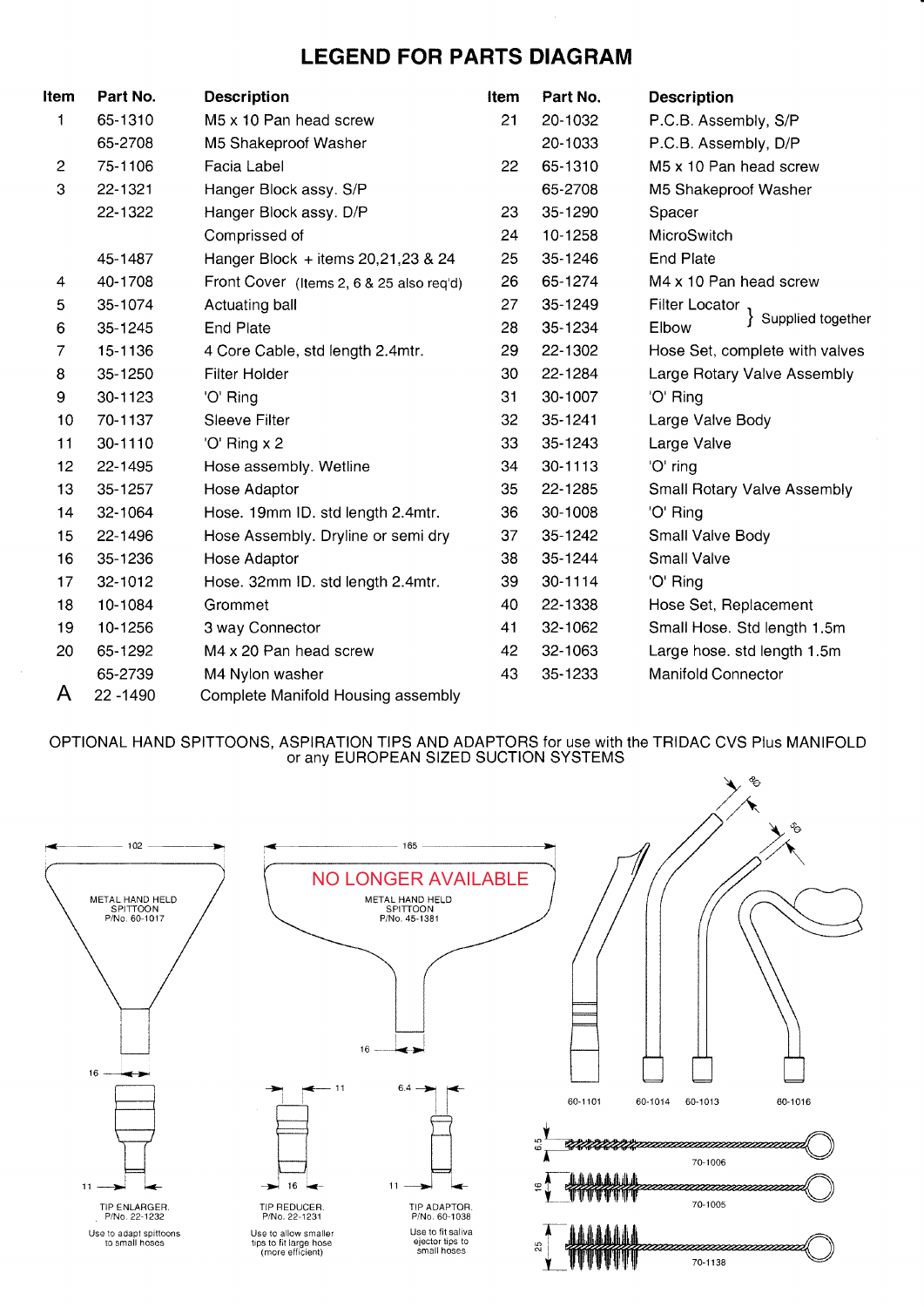# LEGEND FOR PARTS DIAGRAM

| Item | Part No. | Description |
|---|---|---|
| 1 | 65-1310 | M5 x 10 Pan head screw |
| | 65-2708 | M5 Shakeproof Washer |
| 2 | 75-1106 | Facia Label |
| 3 | 22-1321 | Hanger Block assy. S/P |
| | 22-1322 | Hanger Block assy. D/P |
| | | Comprissed of |
| | 45-1487 | Hanger Block + items 20,21,23 & 24 |
| 4 | 40-1708 | Front Cover (Items 2, 6 & 25 also req'd) |
| 5 | 35-1074 | Actuating ball |
| 6 | 35-1245 | End Plate |
| 7 | 15-1136 | 4 Core Cable, std length 2.4mtr. |
| 8 | 35-1250 | Filter Holder |
| 9 | 30-1123 | 'O' Ring |
| 10 | 70-1137 | Sleeve Filter |
| 11 | 30-1110 | 'O' Ring x 2 |
| 12 | 22-1495 | Hose assembly. Wetline |
| 13 | 35-1257 | Hose Adaptor |
| 14 | 32-1064 | Hose. 19mm ID. std length 2.4mtr. |
| 15 | 22-1496 | Hose Assembly. Dryline or semi dry |
| 16 | 35-1236 | Hose Adaptor |
| 17 | 32-1012 | Hose. 32mm ID. std length 2.4mtr. |
| 18 | 10-1084 | Grommet |
| 19 | 10-1256 | 3 way Connector |
| 20 | 65-1292 | M4 x 20 Pan head screw |
| | 65-2739 | M4 Nylon washer |
| A | 22 -1490 | Complete Manifold Housing assembly |
| 21 | 20-1032 | P.C.B. Assembly, S/P |
| | 20-1033 | P.C.B. Assembly, D/P |
| 22 | 65-1310 | M5 x 10 Pan head screw |
| | 65-2708 | M5 Shakeproof Washer |
| 23 | 35-1290 | Spacer |
| 24 | 10-1258 | MicroSwitch |
| 25 | 35-1246 | End Plate |
| 26 | 65-1274 | M4 x 10 Pan head screw |
| 27 | 35-1249 | Filter Locator } Supplied together |
| 28 | 35-1234 | Elbow } Supplied together |
| 29 | 22-1302 | Hose Set, complete with valves |
| 30 | 22-1284 | Large Rotary Valve Assembly |
| 31 | 30-1007 | 'O' Ring |
| 32 | 35-1241 | Large Valve Body |
| 33 | 35-1243 | Large Valve |
| 34 | 30-1113 | 'O' ring |
| 35 | 22-1285 | Small Rotary Valve Assembly |
| 36 | 30-1008 | 'O' Ring |
| 37 | 35-1242 | Small Valve Body |
| 38 | 35-1244 | Small Valve |
| 39 | 30-1114 | 'O' Ring |
| 40 | 22-1338 | Hose Set, Replacement |
| 41 | 32-1062 | Small Hose. Std length 1.5m |
| 42 | 32-1063 | Large hose. std length 1.5m |
| 43 | 35-1233 | Manifold Connector |

OPTIONAL HAND SPITTOONS, ASPIRATION TIPS AND ADAPTORS for use with the TRIDAC CVS Plus MANIFOLD or any EUROPEAN SIZED SUCTION SYSTEMS

METAL HAND HELD SPITTOON P/No. 60-1017 (102, 16)

NO LONGER AVAILABLE — METAL HAND HELD SPITTOON P/No. 45-1381 (165, 16)

TIP ENLARGER. P/No. 22-1232 — Use to adapt spittoons to small hoses (16, 11)

TIP REDUCER. P/No. 22-1231 — Use to allow smaller tips to fit large hose (more efficient) (11, 16)

TIP ADAPTOR. P/No. 60-1038 — Use to fit saliva ejector tips to small hoses (6.4, 11)

60-1101, 60-1014, 60-1013, 60-1016 (80, 50)

70-1006 (6.5)

70-1005 (16)

70-1138 (25)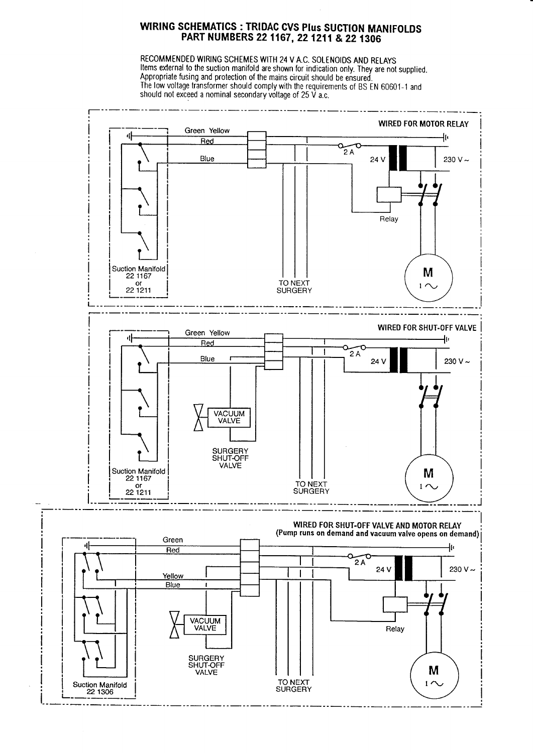# WIRING SCHEMATICS : TRIDAC CVS Plus SUCTION MANIFOLDS
# PART NUMBERS 22 1167, 22 1211 & 22 1306

RECOMMENDED WIRING SCHEMES WITH 24 V A.C. SOLENOIDS AND RELAYS
Items external to the suction manifold are shown for indication only. They are not supplied.
Appropriate fusing and protection of the mains circuit should be ensured.
The low voltage transformer should comply with the requirements of BS EN 60601-1 and should not exceed a nominal secondary voltage of 25 V a.c.

WIRED FOR MOTOR RELAY

Green Yellow
Red
Blue
2 A
24 V
230 V ~
Relay
Suction Manifold 22 1167 or 22 1211
TO NEXT SURGERY
M
1 ~

WIRED FOR SHUT-OFF VALVE

Green Yellow
Red
Blue
2 A
24 V
230 V ~
VACUUM VALVE
SURGERY SHUT-OFF VALVE
Suction Manifold 22 1167 or 22 1211
TO NEXT SURGERY
M
1 ~

WIRED FOR SHUT-OFF VALVE AND MOTOR RELAY
(Pump runs on demand and vacuum valve opens on demand)

Green
Red
Yellow
Blue
2 A
24 V
230 V ~
VACUUM VALVE
Relay
SURGERY SHUT-OFF VALVE
Suction Manifold 22 1306
TO NEXT SURGERY
M
1 ~